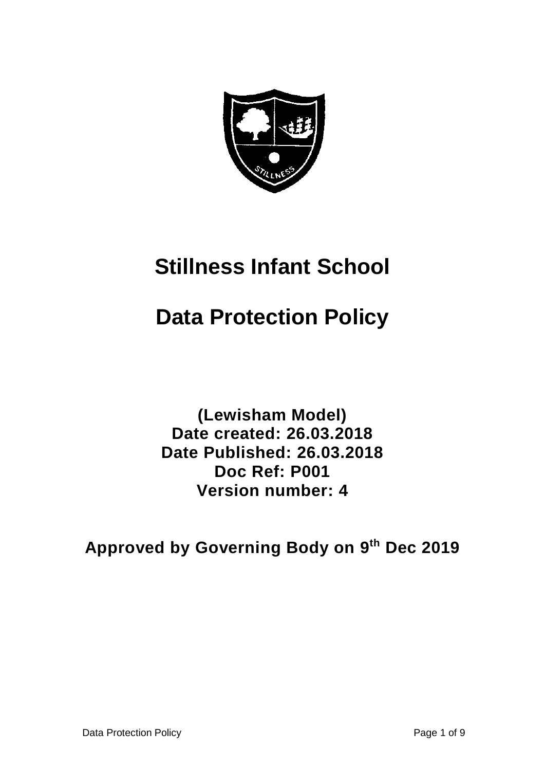# Stillness Infant School

# Data Protection Policy

**(Lewisham Model)**
**Date created: 26.03.2018**
**Date Published: 26.03.2018**
**Doc Ref: P001**
**Version number: 4**

**Approved by Governing Body on 9th Dec 2019**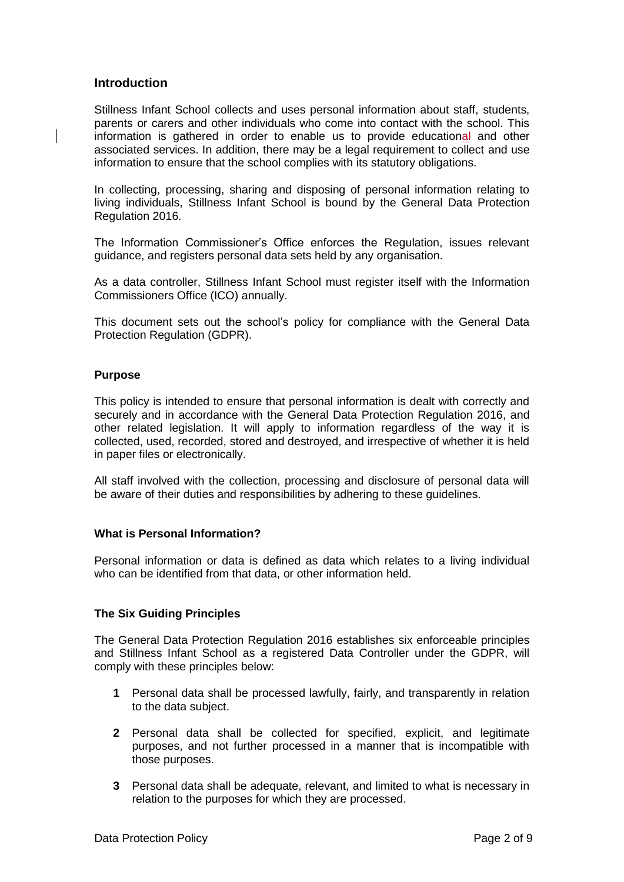## Introduction

Stillness Infant School collects and uses personal information about staff, students, parents or carers and other individuals who come into contact with the school. This information is gathered in order to enable us to provide educational and other associated services. In addition, there may be a legal requirement to collect and use information to ensure that the school complies with its statutory obligations.

In collecting, processing, sharing and disposing of personal information relating to living individuals, Stillness Infant School is bound by the General Data Protection Regulation 2016.

The Information Commissioner's Office enforces the Regulation, issues relevant guidance, and registers personal data sets held by any organisation.

As a data controller, Stillness Infant School must register itself with the Information Commissioners Office (ICO) annually.

This document sets out the school's policy for compliance with the General Data Protection Regulation (GDPR).

### Purpose

This policy is intended to ensure that personal information is dealt with correctly and securely and in accordance with the General Data Protection Regulation 2016, and other related legislation. It will apply to information regardless of the way it is collected, used, recorded, stored and destroyed, and irrespective of whether it is held in paper files or electronically.

All staff involved with the collection, processing and disclosure of personal data will be aware of their duties and responsibilities by adhering to these guidelines.

### What is Personal Information?

Personal information or data is defined as data which relates to a living individual who can be identified from that data, or other information held.

### The Six Guiding Principles

The General Data Protection Regulation 2016 establishes six enforceable principles and Stillness Infant School as a registered Data Controller under the GDPR, will comply with these principles below:

1. Personal data shall be processed lawfully, fairly, and transparently in relation to the data subject.
2. Personal data shall be collected for specified, explicit, and legitimate purposes, and not further processed in a manner that is incompatible with those purposes.
3. Personal data shall be adequate, relevant, and limited to what is necessary in relation to the purposes for which they are processed.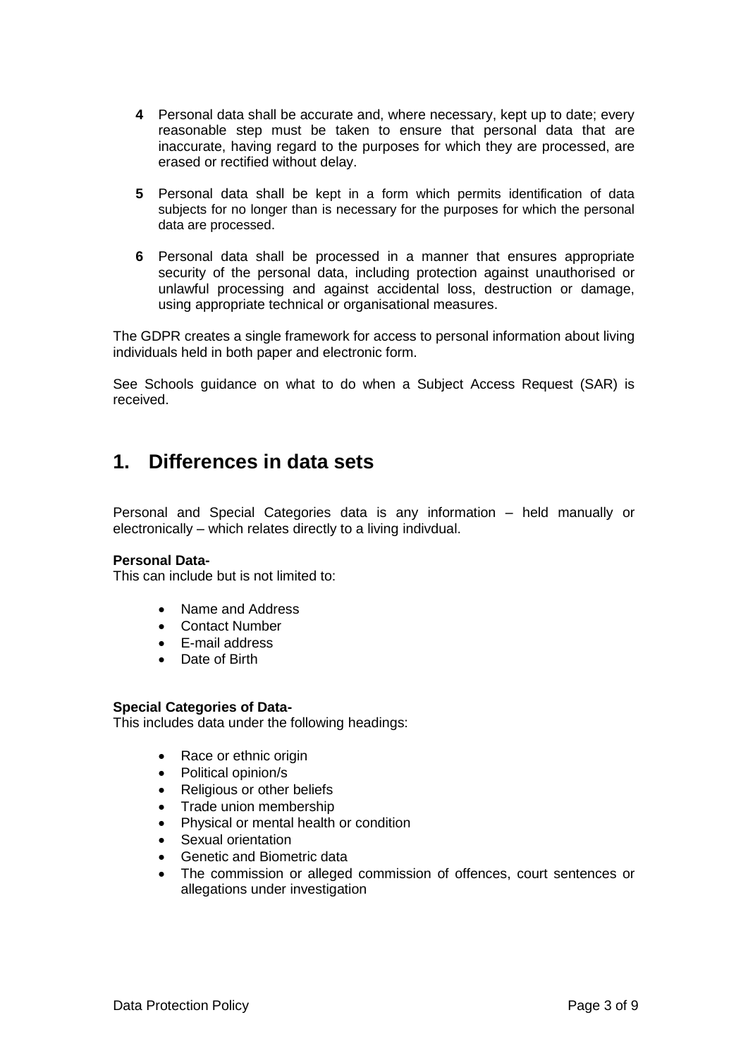**4** Personal data shall be accurate and, where necessary, kept up to date; every reasonable step must be taken to ensure that personal data that are inaccurate, having regard to the purposes for which they are processed, are erased or rectified without delay.

**5** Personal data shall be kept in a form which permits identification of data subjects for no longer than is necessary for the purposes for which the personal data are processed.

**6** Personal data shall be processed in a manner that ensures appropriate security of the personal data, including protection against unauthorised or unlawful processing and against accidental loss, destruction or damage, using appropriate technical or organisational measures.

The GDPR creates a single framework for access to personal information about living individuals held in both paper and electronic form.

See Schools guidance on what to do when a Subject Access Request (SAR) is received.

## 1. Differences in data sets

Personal and Special Categories data is any information – held manually or electronically – which relates directly to a living indivdual.

**Personal Data-**
This can include but is not limited to:

- Name and Address
- Contact Number
- E-mail address
- Date of Birth

**Special Categories of Data-**
This includes data under the following headings:

- Race or ethnic origin
- Political opinion/s
- Religious or other beliefs
- Trade union membership
- Physical or mental health or condition
- Sexual orientation
- Genetic and Biometric data
- The commission or alleged commission of offences, court sentences or allegations under investigation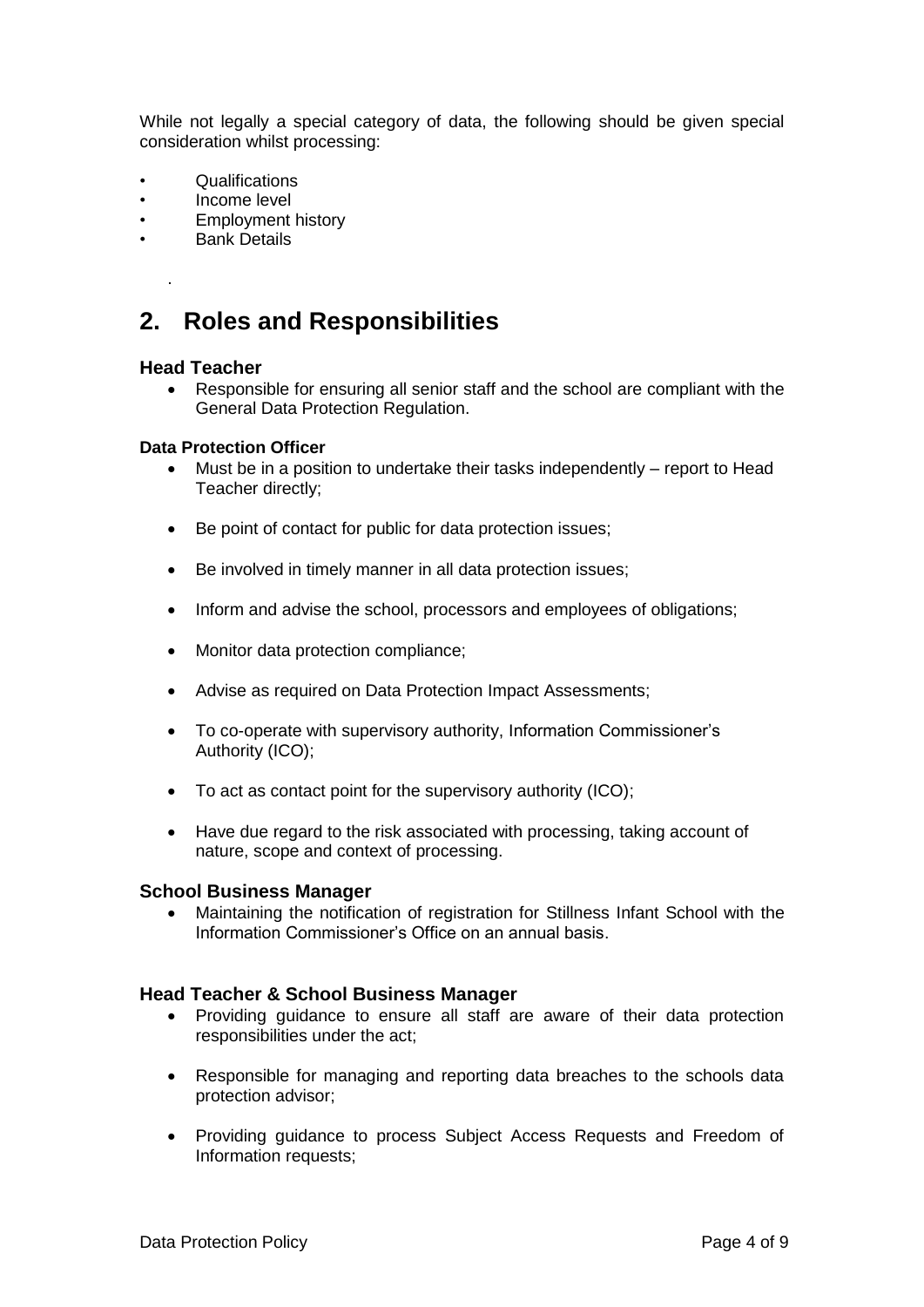While not legally a special category of data, the following should be given special consideration whilst processing:

- Qualifications
- Income level
- Employment history
- Bank Details

.

## 2. Roles and Responsibilities

### Head Teacher

- Responsible for ensuring all senior staff and the school are compliant with the General Data Protection Regulation.

**Data Protection Officer**

- Must be in a position to undertake their tasks independently – report to Head Teacher directly;
- Be point of contact for public for data protection issues;
- Be involved in timely manner in all data protection issues;
- Inform and advise the school, processors and employees of obligations;
- Monitor data protection compliance;
- Advise as required on Data Protection Impact Assessments;
- To co-operate with supervisory authority, Information Commissioner's Authority (ICO);
- To act as contact point for the supervisory authority (ICO);
- Have due regard to the risk associated with processing, taking account of nature, scope and context of processing.

### School Business Manager

- Maintaining the notification of registration for Stillness Infant School with the Information Commissioner's Office on an annual basis.

### Head Teacher & School Business Manager

- Providing guidance to ensure all staff are aware of their data protection responsibilities under the act;
- Responsible for managing and reporting data breaches to the schools data protection advisor;
- Providing guidance to process Subject Access Requests and Freedom of Information requests;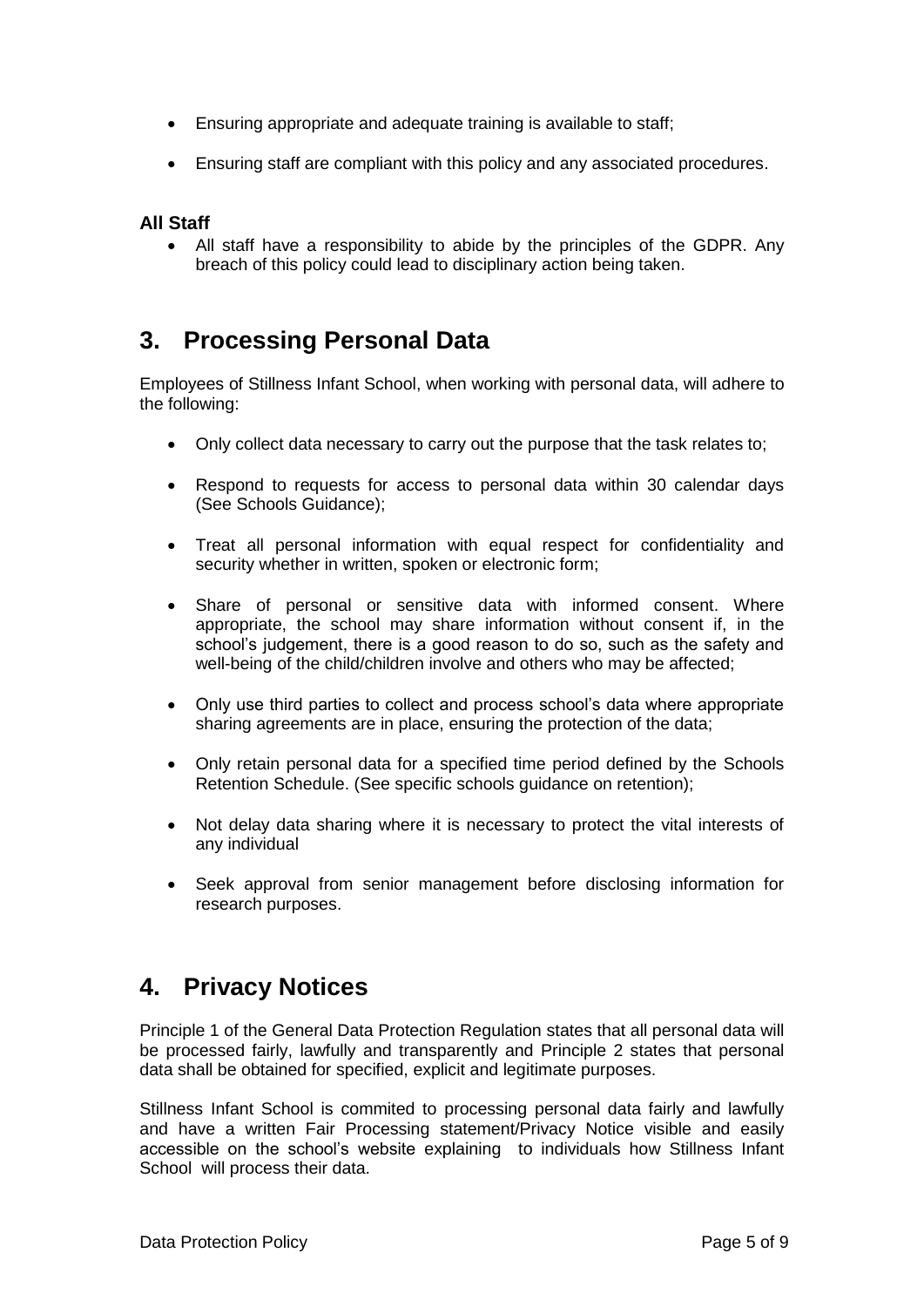- Ensuring appropriate and adequate training is available to staff;
- Ensuring staff are compliant with this policy and any associated procedures.

**All Staff**

- All staff have a responsibility to abide by the principles of the GDPR. Any breach of this policy could lead to disciplinary action being taken.

## 3. Processing Personal Data

Employees of Stillness Infant School, when working with personal data, will adhere to the following:

- Only collect data necessary to carry out the purpose that the task relates to;
- Respond to requests for access to personal data within 30 calendar days (See Schools Guidance);
- Treat all personal information with equal respect for confidentiality and security whether in written, spoken or electronic form;
- Share of personal or sensitive data with informed consent. Where appropriate, the school may share information without consent if, in the school's judgement, there is a good reason to do so, such as the safety and well-being of the child/children involve and others who may be affected;
- Only use third parties to collect and process school's data where appropriate sharing agreements are in place, ensuring the protection of the data;
- Only retain personal data for a specified time period defined by the Schools Retention Schedule. (See specific schools guidance on retention);
- Not delay data sharing where it is necessary to protect the vital interests of any individual
- Seek approval from senior management before disclosing information for research purposes.

## 4. Privacy Notices

Principle 1 of the General Data Protection Regulation states that all personal data will be processed fairly, lawfully and transparently and Principle 2 states that personal data shall be obtained for specified, explicit and legitimate purposes.

Stillness Infant School is commited to processing personal data fairly and lawfully and have a written Fair Processing statement/Privacy Notice visible and easily accessible on the school's website explaining to individuals how Stillness Infant School will process their data.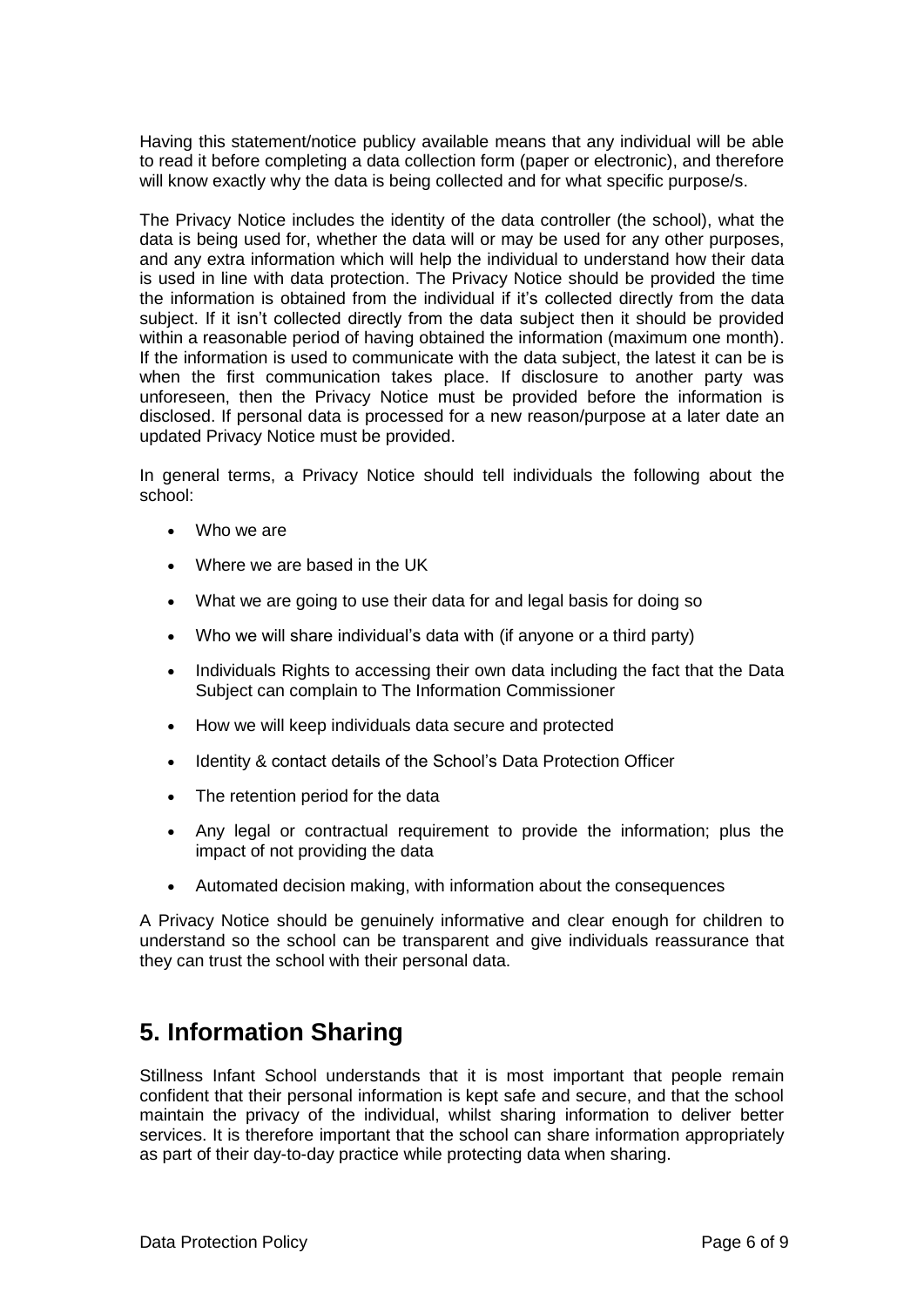Having this statement/notice publicy available means that any individual will be able to read it before completing a data collection form (paper or electronic), and therefore will know exactly why the data is being collected and for what specific purpose/s.

The Privacy Notice includes the identity of the data controller (the school), what the data is being used for, whether the data will or may be used for any other purposes, and any extra information which will help the individual to understand how their data is used in line with data protection. The Privacy Notice should be provided the time the information is obtained from the individual if it's collected directly from the data subject. If it isn't collected directly from the data subject then it should be provided within a reasonable period of having obtained the information (maximum one month). If the information is used to communicate with the data subject, the latest it can be is when the first communication takes place. If disclosure to another party was unforeseen, then the Privacy Notice must be provided before the information is disclosed. If personal data is processed for a new reason/purpose at a later date an updated Privacy Notice must be provided.

In general terms, a Privacy Notice should tell individuals the following about the school:

- Who we are
- Where we are based in the UK
- What we are going to use their data for and legal basis for doing so
- Who we will share individual's data with (if anyone or a third party)
- Individuals Rights to accessing their own data including the fact that the Data Subject can complain to The Information Commissioner
- How we will keep individuals data secure and protected
- Identity & contact details of the School's Data Protection Officer
- The retention period for the data
- Any legal or contractual requirement to provide the information; plus the impact of not providing the data
- Automated decision making, with information about the consequences

A Privacy Notice should be genuinely informative and clear enough for children to understand so the school can be transparent and give individuals reassurance that they can trust the school with their personal data.

## 5. Information Sharing

Stillness Infant School understands that it is most important that people remain confident that their personal information is kept safe and secure, and that the school maintain the privacy of the individual, whilst sharing information to deliver better services. It is therefore important that the school can share information appropriately as part of their day-to-day practice while protecting data when sharing.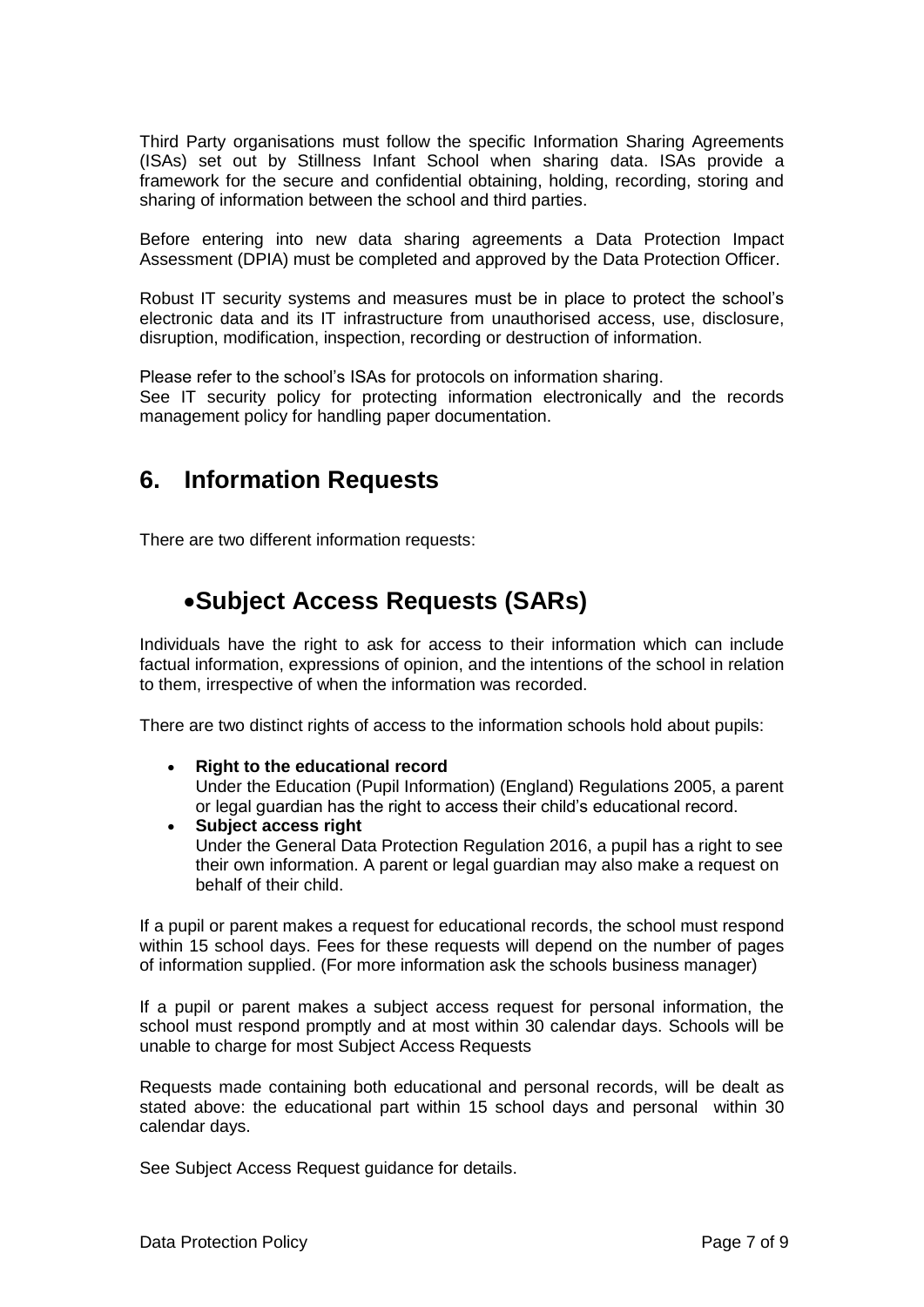Third Party organisations must follow the specific Information Sharing Agreements (ISAs) set out by Stillness Infant School when sharing data. ISAs provide a framework for the secure and confidential obtaining, holding, recording, storing and sharing of information between the school and third parties.

Before entering into new data sharing agreements a Data Protection Impact Assessment (DPIA) must be completed and approved by the Data Protection Officer.

Robust IT security systems and measures must be in place to protect the school's electronic data and its IT infrastructure from unauthorised access, use, disclosure, disruption, modification, inspection, recording or destruction of information.

Please refer to the school's ISAs for protocols on information sharing.
See IT security policy for protecting information electronically and the records management policy for handling paper documentation.

## 6. Information Requests

There are two different information requests:

### •Subject Access Requests (SARs)

Individuals have the right to ask for access to their information which can include factual information, expressions of opinion, and the intentions of the school in relation to them, irrespective of when the information was recorded.

There are two distinct rights of access to the information schools hold about pupils:

- **Right to the educational record**
  Under the Education (Pupil Information) (England) Regulations 2005, a parent or legal guardian has the right to access their child's educational record.
- **Subject access right**
  Under the General Data Protection Regulation 2016, a pupil has a right to see their own information. A parent or legal guardian may also make a request on behalf of their child.

If a pupil or parent makes a request for educational records, the school must respond within 15 school days. Fees for these requests will depend on the number of pages of information supplied. (For more information ask the schools business manager)

If a pupil or parent makes a subject access request for personal information, the school must respond promptly and at most within 30 calendar days. Schools will be unable to charge for most Subject Access Requests

Requests made containing both educational and personal records, will be dealt as stated above: the educational part within 15 school days and personal within 30 calendar days.

See Subject Access Request guidance for details.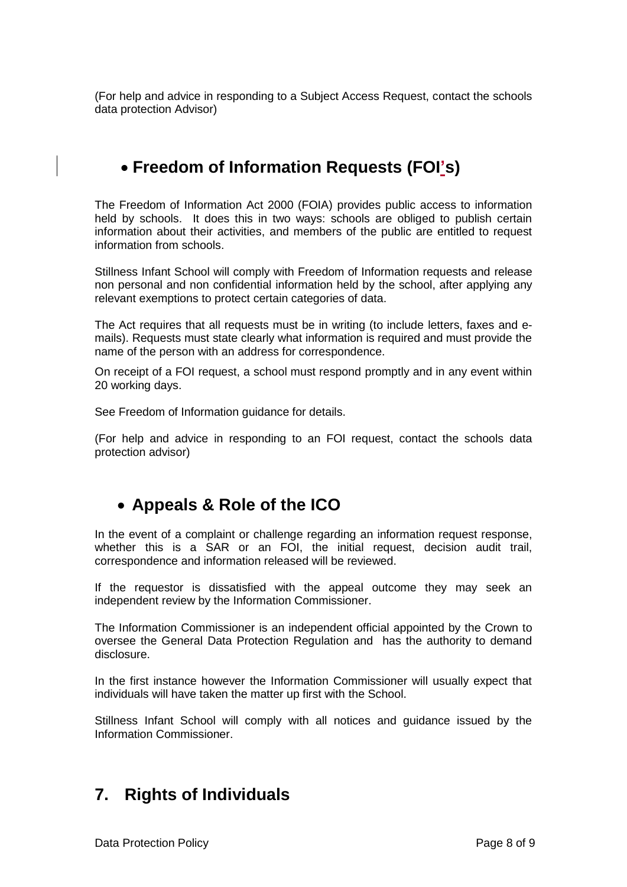(For help and advice in responding to a Subject Access Request, contact the schools data protection Advisor)

## • Freedom of Information Requests (FOI's)

The Freedom of Information Act 2000 (FOIA) provides public access to information held by schools. It does this in two ways: schools are obliged to publish certain information about their activities, and members of the public are entitled to request information from schools.

Stillness Infant School will comply with Freedom of Information requests and release non personal and non confidential information held by the school, after applying any relevant exemptions to protect certain categories of data.

The Act requires that all requests must be in writing (to include letters, faxes and e-mails). Requests must state clearly what information is required and must provide the name of the person with an address for correspondence.

On receipt of a FOI request, a school must respond promptly and in any event within 20 working days.

See Freedom of Information guidance for details.

(For help and advice in responding to an FOI request, contact the schools data protection advisor)

## • Appeals & Role of the ICO

In the event of a complaint or challenge regarding an information request response, whether this is a SAR or an FOI, the initial request, decision audit trail, correspondence and information released will be reviewed.

If the requestor is dissatisfied with the appeal outcome they may seek an independent review by the Information Commissioner.

The Information Commissioner is an independent official appointed by the Crown to oversee the General Data Protection Regulation and has the authority to demand disclosure.

In the first instance however the Information Commissioner will usually expect that individuals will have taken the matter up first with the School.

Stillness Infant School will comply with all notices and guidance issued by the Information Commissioner.

## 7. Rights of Individuals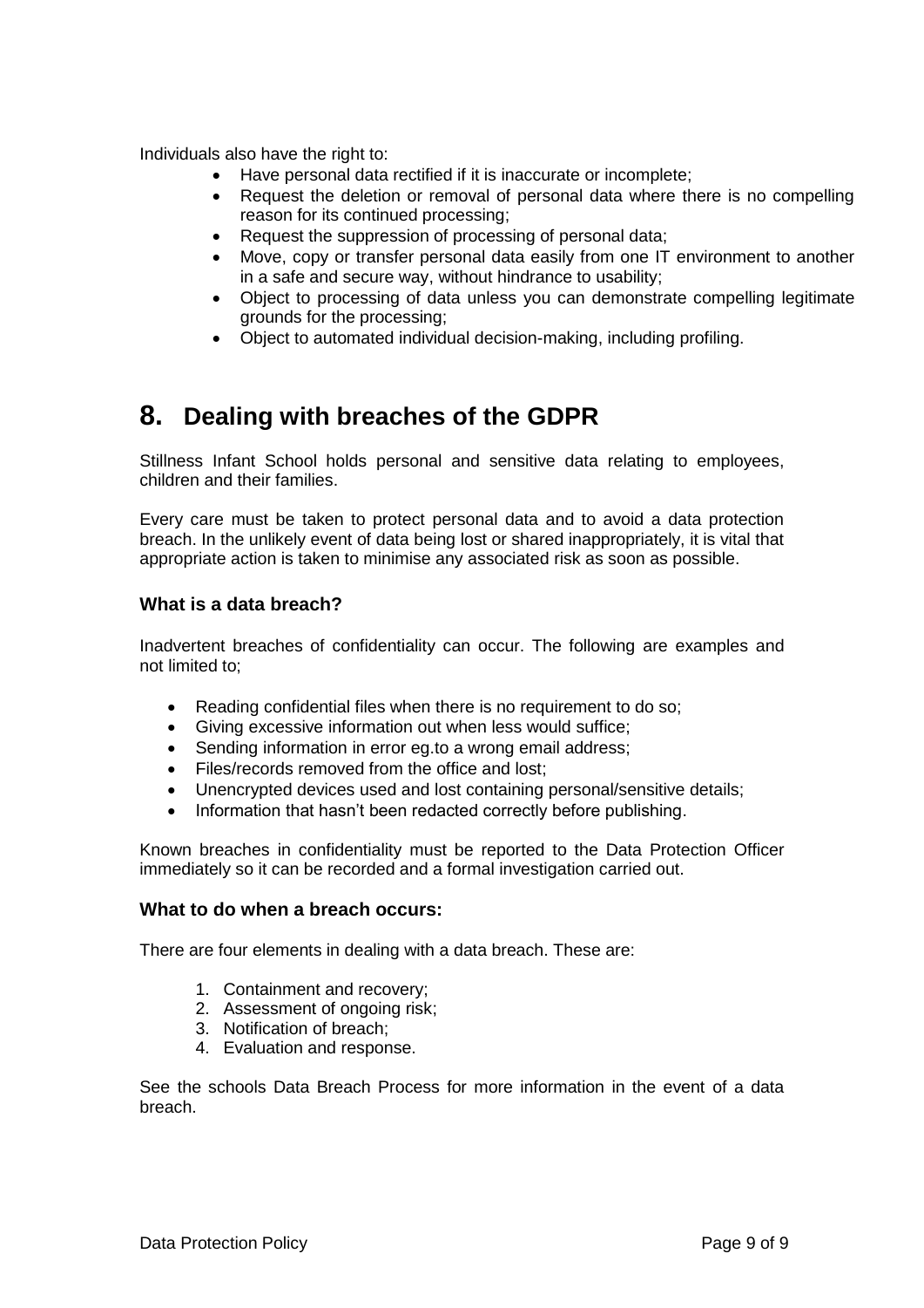Individuals also have the right to:

- Have personal data rectified if it is inaccurate or incomplete;
- Request the deletion or removal of personal data where there is no compelling reason for its continued processing;
- Request the suppression of processing of personal data;
- Move, copy or transfer personal data easily from one IT environment to another in a safe and secure way, without hindrance to usability;
- Object to processing of data unless you can demonstrate compelling legitimate grounds for the processing;
- Object to automated individual decision-making, including profiling.

# 8. Dealing with breaches of the GDPR

Stillness Infant School holds personal and sensitive data relating to employees, children and their families.

Every care must be taken to protect personal data and to avoid a data protection breach. In the unlikely event of data being lost or shared inappropriately, it is vital that appropriate action is taken to minimise any associated risk as soon as possible.

### What is a data breach?

Inadvertent breaches of confidentiality can occur. The following are examples and not limited to;

- Reading confidential files when there is no requirement to do so;
- Giving excessive information out when less would suffice;
- Sending information in error eg.to a wrong email address;
- Files/records removed from the office and lost;
- Unencrypted devices used and lost containing personal/sensitive details;
- Information that hasn't been redacted correctly before publishing.

Known breaches in confidentiality must be reported to the Data Protection Officer immediately so it can be recorded and a formal investigation carried out.

### What to do when a breach occurs:

There are four elements in dealing with a data breach. These are:

1. Containment and recovery;
2. Assessment of ongoing risk;
3. Notification of breach;
4. Evaluation and response.

See the schools Data Breach Process for more information in the event of a data breach.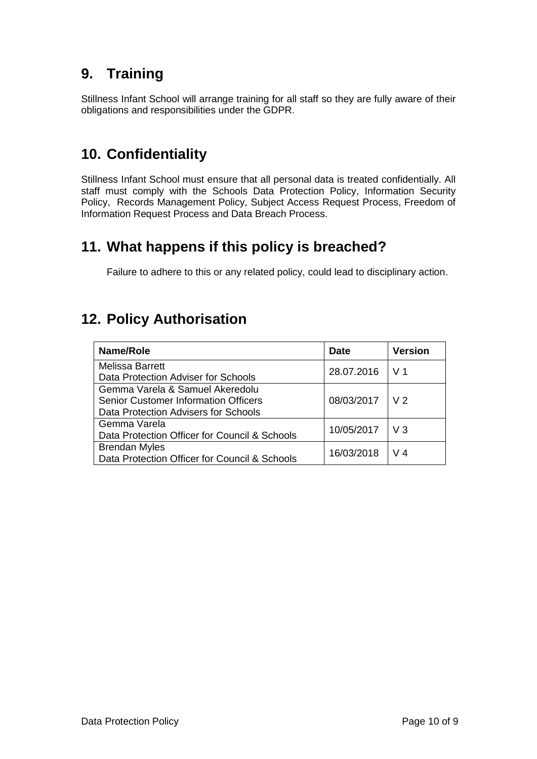## 9. Training

Stillness Infant School will arrange training for all staff so they are fully aware of their obligations and responsibilities under the GDPR.

## 10. Confidentiality

Stillness Infant School must ensure that all personal data is treated confidentially. All staff must comply with the Schools Data Protection Policy, Information Security Policy, Records Management Policy, Subject Access Request Process, Freedom of Information Request Process and Data Breach Process.

## 11. What happens if this policy is breached?

Failure to adhere to this or any related policy, could lead to disciplinary action.

## 12. Policy Authorisation

| Name/Role | Date | Version |
|---|---|---|
| Melissa Barrett<br>Data Protection Adviser for Schools | 28.07.2016 | V 1 |
| Gemma Varela & Samuel Akeredolu<br>Senior Customer Information Officers<br>Data Protection Advisers for Schools | 08/03/2017 | V 2 |
| Gemma Varela<br>Data Protection Officer for Council & Schools | 10/05/2017 | V 3 |
| Brendan Myles<br>Data Protection Officer for Council & Schools | 16/03/2018 | V 4 |